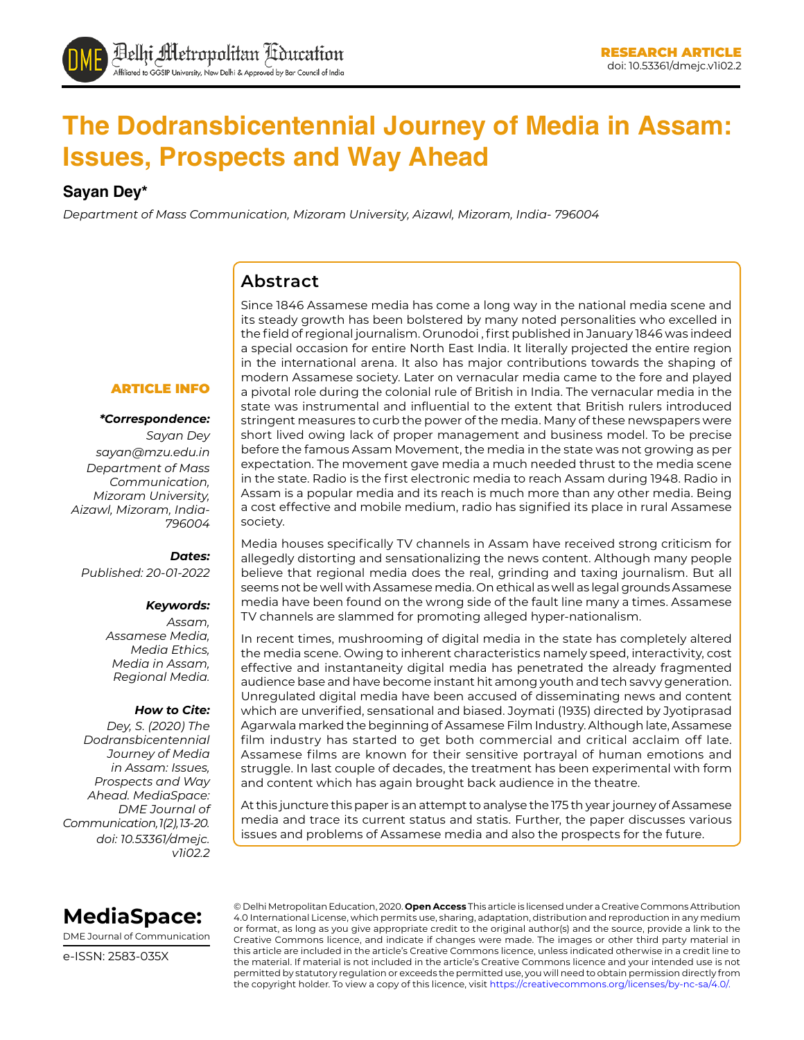RESEARCH ARTICLE
doi: 10.53361/dmejc.v1i02.2

# The Dodransbicentennial Journey of Media in Assam: Issues, Prospects and Way Ahead

**Sayan Dey***

*Department of Mass Communication, Mizoram University, Aizawl, Mizoram, India- 796004*

## Abstract

Since 1846 Assamese media has come a long way in the national media scene and its steady growth has been bolstered by many noted personalities who excelled in the field of regional journalism. Orunodoi , first published in January 1846 was indeed a special occasion for entire North East India. It literally projected the entire region in the international arena. It also has major contributions towards the shaping of modern Assamese society. Later on vernacular media came to the fore and played a pivotal role during the colonial rule of British in India. The vernacular media in the state was instrumental and influential to the extent that British rulers introduced stringent measures to curb the power of the media. Many of these newspapers were short lived owing lack of proper management and business model. To be precise before the famous Assam Movement, the media in the state was not growing as per expectation. The movement gave media a much needed thrust to the media scene in the state. Radio is the first electronic media to reach Assam during 1948. Radio in Assam is a popular media and its reach is much more than any other media. Being a cost effective and mobile medium, radio has signified its place in rural Assamese society.

Media houses specifically TV channels in Assam have received strong criticism for allegedly distorting and sensationalizing the news content. Although many people believe that regional media does the real, grinding and taxing journalism. But all seems not be well with Assamese media. On ethical as well as legal grounds Assamese media have been found on the wrong side of the fault line many a times. Assamese TV channels are slammed for promoting alleged hyper-nationalism.

In recent times, mushrooming of digital media in the state has completely altered the media scene. Owing to inherent characteristics namely speed, interactivity, cost effective and instantaneity digital media has penetrated the already fragmented audience base and have become instant hit among youth and tech savvy generation. Unregulated digital media have been accused of disseminating news and content which are unverified, sensational and biased. Joymati (1935) directed by Jyotiprasad Agarwala marked the beginning of Assamese Film Industry. Although late, Assamese film industry has started to get both commercial and critical acclaim off late. Assamese films are known for their sensitive portrayal of human emotions and struggle. In last couple of decades, the treatment has been experimental with form and content which has again brought back audience in the theatre.

At this juncture this paper is an attempt to analyse the 175 th year journey of Assamese media and trace its current status and statis. Further, the paper discusses various issues and problems of Assamese media and also the prospects for the future.

**ARTICLE INFO**

***Correspondence:***
*Sayan Dey*
*sayan@mzu.edu.in*
*Department of Mass Communication, Mizoram University, Aizawl, Mizoram, India- 796004*

***Dates:***
*Published: 20-01-2022*

***Keywords:***
*Assam, Assamese Media, Media Ethics, Media in Assam, Regional Media.*

***How to Cite:***
*Dey, S. (2020) The Dodransbicentennial Journey of Media in Assam: Issues, Prospects and Way Ahead. MediaSpace: DME Journal of Communication,1(2),13-20. doi: 10.53361/dmejc.v1i02.2*

**MediaSpace:**
DME Journal of Communication
e-ISSN: 2583-035X

© Delhi Metropolitan Education, 2020. **Open Access** This article is licensed under a Creative Commons Attribution 4.0 International License, which permits use, sharing, adaptation, distribution and reproduction in any medium or format, as long as you give appropriate credit to the original author(s) and the source, provide a link to the Creative Commons licence, and indicate if changes were made. The images or other third party material in this article are included in the article's Creative Commons licence, unless indicated otherwise in a credit line to the material. If material is not included in the article's Creative Commons licence and your intended use is not permitted by statutory regulation or exceeds the permitted use, you will need to obtain permission directly from the copyright holder. To view a copy of this licence, visit https://creativecommons.org/licenses/by-nc-sa/4.0/.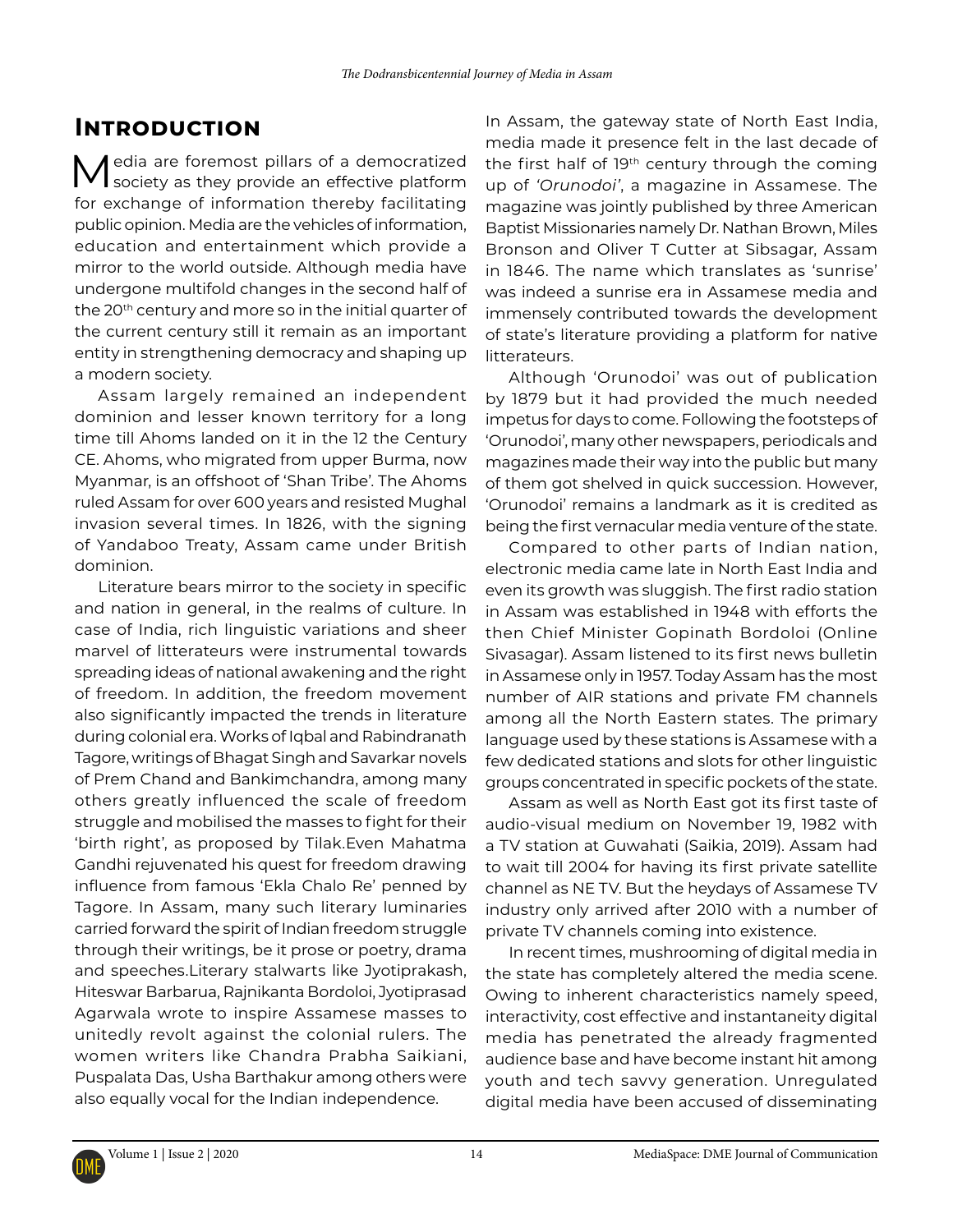## Introduction

Media are foremost pillars of a democratized society as they provide an effective platform for exchange of information thereby facilitating public opinion. Media are the vehicles of information, education and entertainment which provide a mirror to the world outside. Although media have undergone multifold changes in the second half of the 20th century and more so in the initial quarter of the current century still it remain as an important entity in strengthening democracy and shaping up a modern society.

Assam largely remained an independent dominion and lesser known territory for a long time till Ahoms landed on it in the 12 the Century CE. Ahoms, who migrated from upper Burma, now Myanmar, is an offshoot of 'Shan Tribe'. The Ahoms ruled Assam for over 600 years and resisted Mughal invasion several times. In 1826, with the signing of Yandaboo Treaty, Assam came under British dominion.

Literature bears mirror to the society in specific and nation in general, in the realms of culture. In case of India, rich linguistic variations and sheer marvel of litterateurs were instrumental towards spreading ideas of national awakening and the right of freedom. In addition, the freedom movement also significantly impacted the trends in literature during colonial era. Works of Iqbal and Rabindranath Tagore, writings of Bhagat Singh and Savarkar novels of Prem Chand and Bankimchandra, among many others greatly influenced the scale of freedom struggle and mobilised the masses to fight for their 'birth right', as proposed by Tilak.Even Mahatma Gandhi rejuvenated his quest for freedom drawing influence from famous 'Ekla Chalo Re' penned by Tagore. In Assam, many such literary luminaries carried forward the spirit of Indian freedom struggle through their writings, be it prose or poetry, drama and speeches.Literary stalwarts like Jyotiprakash, Hiteswar Barbarua, Rajnikanta Bordoloi, Jyotiprasad Agarwala wrote to inspire Assamese masses to unitedly revolt against the colonial rulers. The women writers like Chandra Prabha Saikiani, Puspalata Das, Usha Barthakur among others were also equally vocal for the Indian independence.

In Assam, the gateway state of North East India, media made it presence felt in the last decade of the first half of 19th century through the coming up of *'Orunodoi'*, a magazine in Assamese. The magazine was jointly published by three American Baptist Missionaries namely Dr. Nathan Brown, Miles Bronson and Oliver T Cutter at Sibsagar, Assam in 1846. The name which translates as 'sunrise' was indeed a sunrise era in Assamese media and immensely contributed towards the development of state's literature providing a platform for native litterateurs.

Although 'Orunodoi' was out of publication by 1879 but it had provided the much needed impetus for days to come. Following the footsteps of 'Orunodoi', many other newspapers, periodicals and magazines made their way into the public but many of them got shelved in quick succession. However, 'Orunodoi' remains a landmark as it is credited as being the first vernacular media venture of the state.

Compared to other parts of Indian nation, electronic media came late in North East India and even its growth was sluggish. The first radio station in Assam was established in 1948 with efforts the then Chief Minister Gopinath Bordoloi (Online Sivasagar). Assam listened to its first news bulletin in Assamese only in 1957. Today Assam has the most number of AIR stations and private FM channels among all the North Eastern states. The primary language used by these stations is Assamese with a few dedicated stations and slots for other linguistic groups concentrated in specific pockets of the state.

Assam as well as North East got its first taste of audio-visual medium on November 19, 1982 with a TV station at Guwahati (Saikia, 2019). Assam had to wait till 2004 for having its first private satellite channel as NE TV. But the heydays of Assamese TV industry only arrived after 2010 with a number of private TV channels coming into existence.

In recent times, mushrooming of digital media in the state has completely altered the media scene. Owing to inherent characteristics namely speed, interactivity, cost effective and instantaneity digital media has penetrated the already fragmented audience base and have become instant hit among youth and tech savvy generation. Unregulated digital media have been accused of disseminating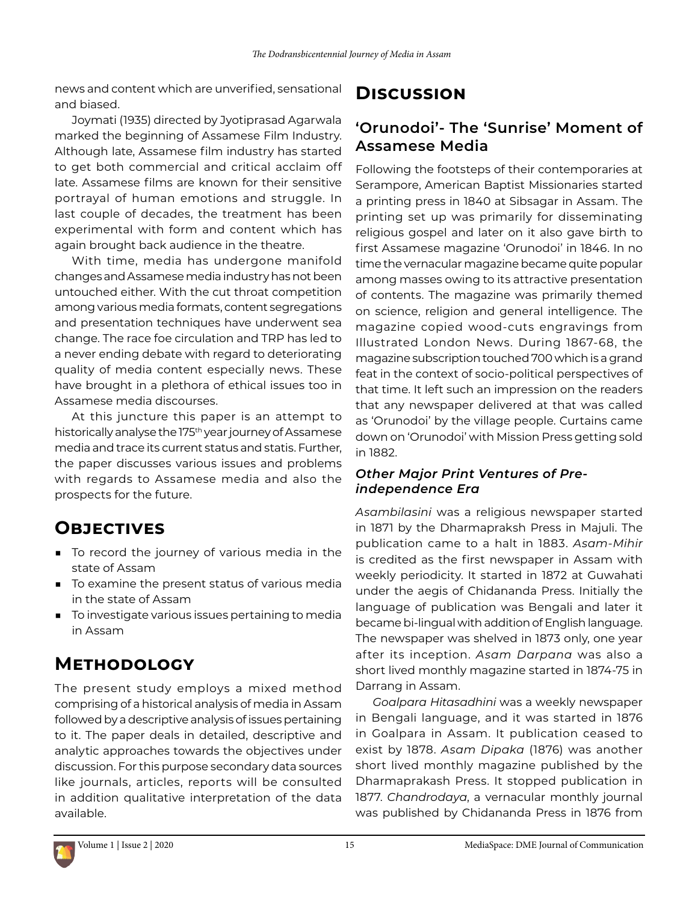news and content which are unverified, sensational and biased.

Joymati (1935) directed by Jyotiprasad Agarwala marked the beginning of Assamese Film Industry. Although late, Assamese film industry has started to get both commercial and critical acclaim off late. Assamese films are known for their sensitive portrayal of human emotions and struggle. In last couple of decades, the treatment has been experimental with form and content which has again brought back audience in the theatre.

With time, media has undergone manifold changes and Assamese media industry has not been untouched either. With the cut throat competition among various media formats, content segregations and presentation techniques have underwent sea change. The race foe circulation and TRP has led to a never ending debate with regard to deteriorating quality of media content especially news. These have brought in a plethora of ethical issues too in Assamese media discourses.

At this juncture this paper is an attempt to historically analyse the 175th year journey of Assamese media and trace its current status and statis. Further, the paper discusses various issues and problems with regards to Assamese media and also the prospects for the future.

## Objectives

- To record the journey of various media in the state of Assam
- To examine the present status of various media in the state of Assam
- To investigate various issues pertaining to media in Assam

## Methodology

The present study employs a mixed method comprising of a historical analysis of media in Assam followed by a descriptive analysis of issues pertaining to it. The paper deals in detailed, descriptive and analytic approaches towards the objectives under discussion. For this purpose secondary data sources like journals, articles, reports will be consulted in addition qualitative interpretation of the data available.

## Discussion

### 'Orunodoi'- The 'Sunrise' Moment of Assamese Media

Following the footsteps of their contemporaries at Serampore, American Baptist Missionaries started a printing press in 1840 at Sibsagar in Assam. The printing set up was primarily for disseminating religious gospel and later on it also gave birth to first Assamese magazine 'Orunodoi' in 1846. In no time the vernacular magazine became quite popular among masses owing to its attractive presentation of contents. The magazine was primarily themed on science, religion and general intelligence. The magazine copied wood-cuts engravings from Illustrated London News. During 1867-68, the magazine subscription touched 700 which is a grand feat in the context of socio-political perspectives of that time. It left such an impression on the readers that any newspaper delivered at that was called as 'Orunodoi' by the village people. Curtains came down on 'Orunodoi' with Mission Press getting sold in 1882.

#### *Other Major Print Ventures of Pre-independence Era*

*Asambilasini* was a religious newspaper started in 1871 by the Dharmapraksh Press in Majuli. The publication came to a halt in 1883. *Asam-Mihir* is credited as the first newspaper in Assam with weekly periodicity. It started in 1872 at Guwahati under the aegis of Chidananda Press. Initially the language of publication was Bengali and later it became bi-lingual with addition of English language. The newspaper was shelved in 1873 only, one year after its inception. *Asam Darpana* was also a short lived monthly magazine started in 1874-75 in Darrang in Assam.

*Goalpara Hitasadhini* was a weekly newspaper in Bengali language, and it was started in 1876 in Goalpara in Assam. It publication ceased to exist by 1878. *Asam Dipaka* (1876) was another short lived monthly magazine published by the Dharmaprakash Press. It stopped publication in 1877. *Chandrodaya*, a vernacular monthly journal was published by Chidananda Press in 1876 from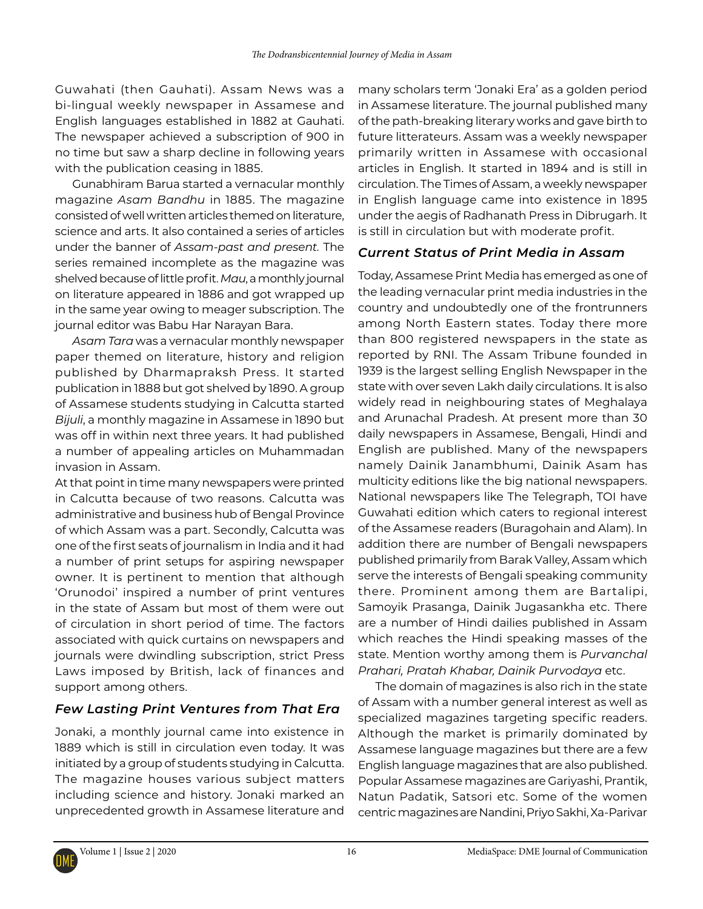Guwahati (then Gauhati). Assam News was a bi-lingual weekly newspaper in Assamese and English languages established in 1882 at Gauhati. The newspaper achieved a subscription of 900 in no time but saw a sharp decline in following years with the publication ceasing in 1885.

Gunabhiram Barua started a vernacular monthly magazine *Asam Bandhu* in 1885. The magazine consisted of well written articles themed on literature, science and arts. It also contained a series of articles under the banner of *Assam-past and present*. The series remained incomplete as the magazine was shelved because of little profit. *Mau*, a monthly journal on literature appeared in 1886 and got wrapped up in the same year owing to meager subscription. The journal editor was Babu Har Narayan Bara.

*Asam Tara* was a vernacular monthly newspaper paper themed on literature, history and religion published by Dharmapraksh Press. It started publication in 1888 but got shelved by 1890. A group of Assamese students studying in Calcutta started *Bijuli*, a monthly magazine in Assamese in 1890 but was off in within next three years. It had published a number of appealing articles on Muhammadan invasion in Assam.

At that point in time many newspapers were printed in Calcutta because of two reasons. Calcutta was administrative and business hub of Bengal Province of which Assam was a part. Secondly, Calcutta was one of the first seats of journalism in India and it had a number of print setups for aspiring newspaper owner. It is pertinent to mention that although 'Orunodoi' inspired a number of print ventures in the state of Assam but most of them were out of circulation in short period of time. The factors associated with quick curtains on newspapers and journals were dwindling subscription, strict Press Laws imposed by British, lack of finances and support among others.

### *Few Lasting Print Ventures from That Era*

Jonaki, a monthly journal came into existence in 1889 which is still in circulation even today. It was initiated by a group of students studying in Calcutta. The magazine houses various subject matters including science and history. Jonaki marked an unprecedented growth in Assamese literature and many scholars term 'Jonaki Era' as a golden period in Assamese literature. The journal published many of the path-breaking literary works and gave birth to future litterateurs. Assam was a weekly newspaper primarily written in Assamese with occasional articles in English. It started in 1894 and is still in circulation. The Times of Assam, a weekly newspaper in English language came into existence in 1895 under the aegis of Radhanath Press in Dibrugarh. It is still in circulation but with moderate profit.

### *Current Status of Print Media in Assam*

Today, Assamese Print Media has emerged as one of the leading vernacular print media industries in the country and undoubtedly one of the frontrunners among North Eastern states. Today there more than 800 registered newspapers in the state as reported by RNI. The Assam Tribune founded in 1939 is the largest selling English Newspaper in the state with over seven Lakh daily circulations. It is also widely read in neighbouring states of Meghalaya and Arunachal Pradesh. At present more than 30 daily newspapers in Assamese, Bengali, Hindi and English are published. Many of the newspapers namely Dainik Janambhumi, Dainik Asam has multicity editions like the big national newspapers. National newspapers like The Telegraph, TOI have Guwahati edition which caters to regional interest of the Assamese readers (Buragohain and Alam). In addition there are number of Bengali newspapers published primarily from Barak Valley, Assam which serve the interests of Bengali speaking community there. Prominent among them are Bartalipi, Samoyik Prasanga, Dainik Jugasankha etc. There are a number of Hindi dailies published in Assam which reaches the Hindi speaking masses of the state. Mention worthy among them is *Purvanchal Prahari, Pratah Khabar, Dainik Purvodaya* etc.

The domain of magazines is also rich in the state of Assam with a number general interest as well as specialized magazines targeting specific readers. Although the market is primarily dominated by Assamese language magazines but there are a few English language magazines that are also published. Popular Assamese magazines are Gariyashi, Prantik, Natun Padatik, Satsori etc. Some of the women centric magazines are Nandini, Priyo Sakhi, Xa-Parivar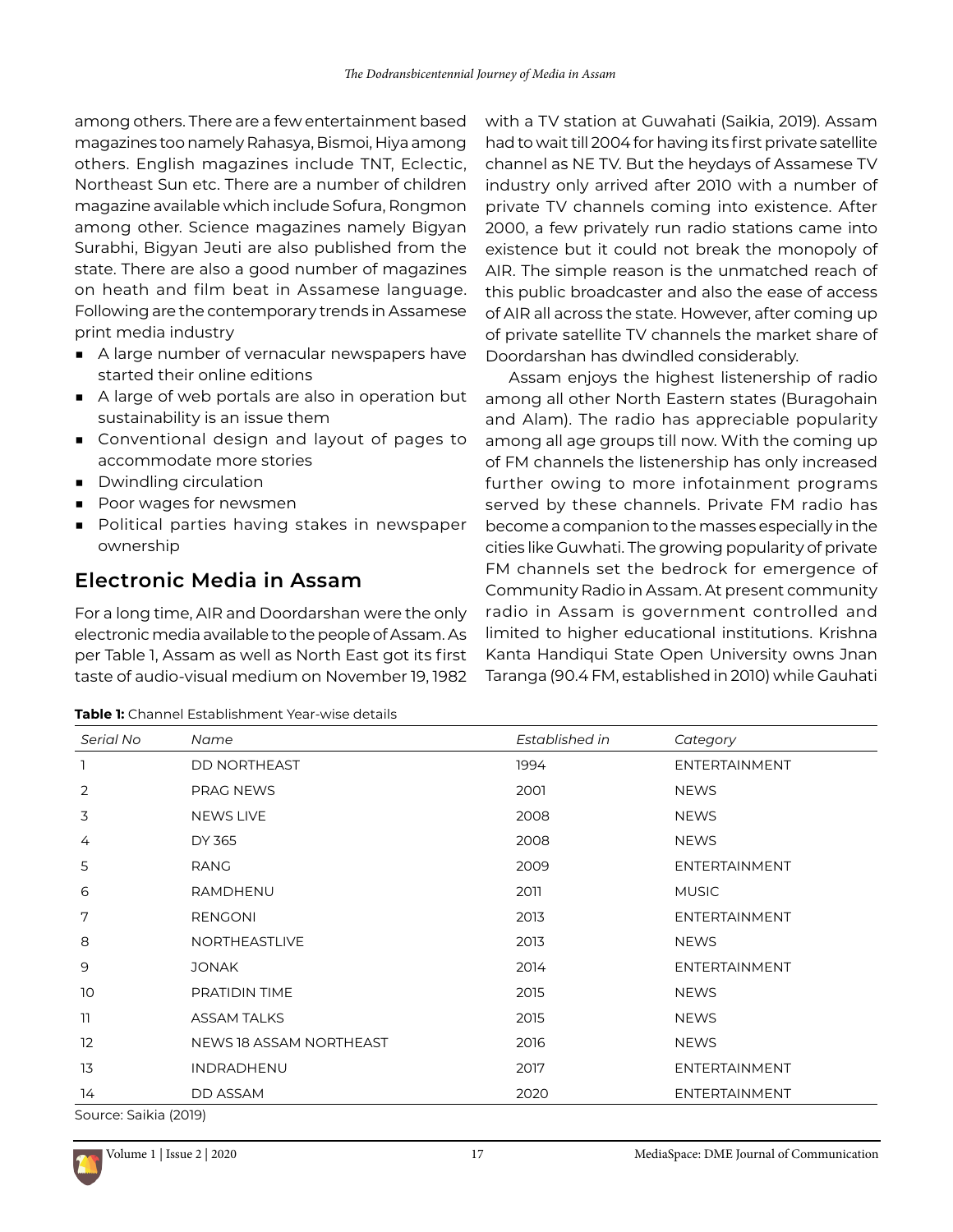among others. There are a few entertainment based magazines too namely Rahasya, Bismoi, Hiya among others. English magazines include TNT, Eclectic, Northeast Sun etc. There are a number of children magazine available which include Sofura, Rongmon among other. Science magazines namely Bigyan Surabhi, Bigyan Jeuti are also published from the state. There are also a good number of magazines on heath and film beat in Assamese language. Following are the contemporary trends in Assamese print media industry

- A large number of vernacular newspapers have started their online editions
- A large of web portals are also in operation but sustainability is an issue them
- Conventional design and layout of pages to accommodate more stories
- Dwindling circulation
- Poor wages for newsmen
- Political parties having stakes in newspaper ownership

## Electronic Media in Assam

For a long time, AIR and Doordarshan were the only electronic media available to the people of Assam. As per Table 1, Assam as well as North East got its first taste of audio-visual medium on November 19, 1982 with a TV station at Guwahati (Saikia, 2019). Assam had to wait till 2004 for having its first private satellite channel as NE TV. But the heydays of Assamese TV industry only arrived after 2010 with a number of private TV channels coming into existence. After 2000, a few privately run radio stations came into existence but it could not break the monopoly of AIR. The simple reason is the unmatched reach of this public broadcaster and also the ease of access of AIR all across the state. However, after coming up of private satellite TV channels the market share of Doordarshan has dwindled considerably.

Assam enjoys the highest listenership of radio among all other North Eastern states (Buragohain and Alam). The radio has appreciable popularity among all age groups till now. With the coming up of FM channels the listenership has only increased further owing to more infotainment programs served by these channels. Private FM radio has become a companion to the masses especially in the cities like Guwahati. The growing popularity of private FM channels set the bedrock for emergence of Community Radio in Assam. At present community radio in Assam is government controlled and limited to higher educational institutions. Krishna Kanta Handiqui State Open University owns Jnan Taranga (90.4 FM, established in 2010) while Gauhati

**Table 1:** Channel Establishment Year-wise details

| *Serial No* | *Name* | *Established in* | *Category* |
|---|---|---|---|
| 1 | DD NORTHEAST | 1994 | ENTERTAINMENT |
| 2 | PRAG NEWS | 2001 | NEWS |
| 3 | NEWS LIVE | 2008 | NEWS |
| 4 | DY 365 | 2008 | NEWS |
| 5 | RANG | 2009 | ENTERTAINMENT |
| 6 | RAMDHENU | 2011 | MUSIC |
| 7 | RENGONI | 2013 | ENTERTAINMENT |
| 8 | NORTHEASTLIVE | 2013 | NEWS |
| 9 | JONAK | 2014 | ENTERTAINMENT |
| 10 | PRATIDIN TIME | 2015 | NEWS |
| 11 | ASSAM TALKS | 2015 | NEWS |
| 12 | NEWS 18 ASSAM NORTHEAST | 2016 | NEWS |
| 13 | INDRADHENU | 2017 | ENTERTAINMENT |
| 14 | DD ASSAM | 2020 | ENTERTAINMENT |

Source: Saikia (2019)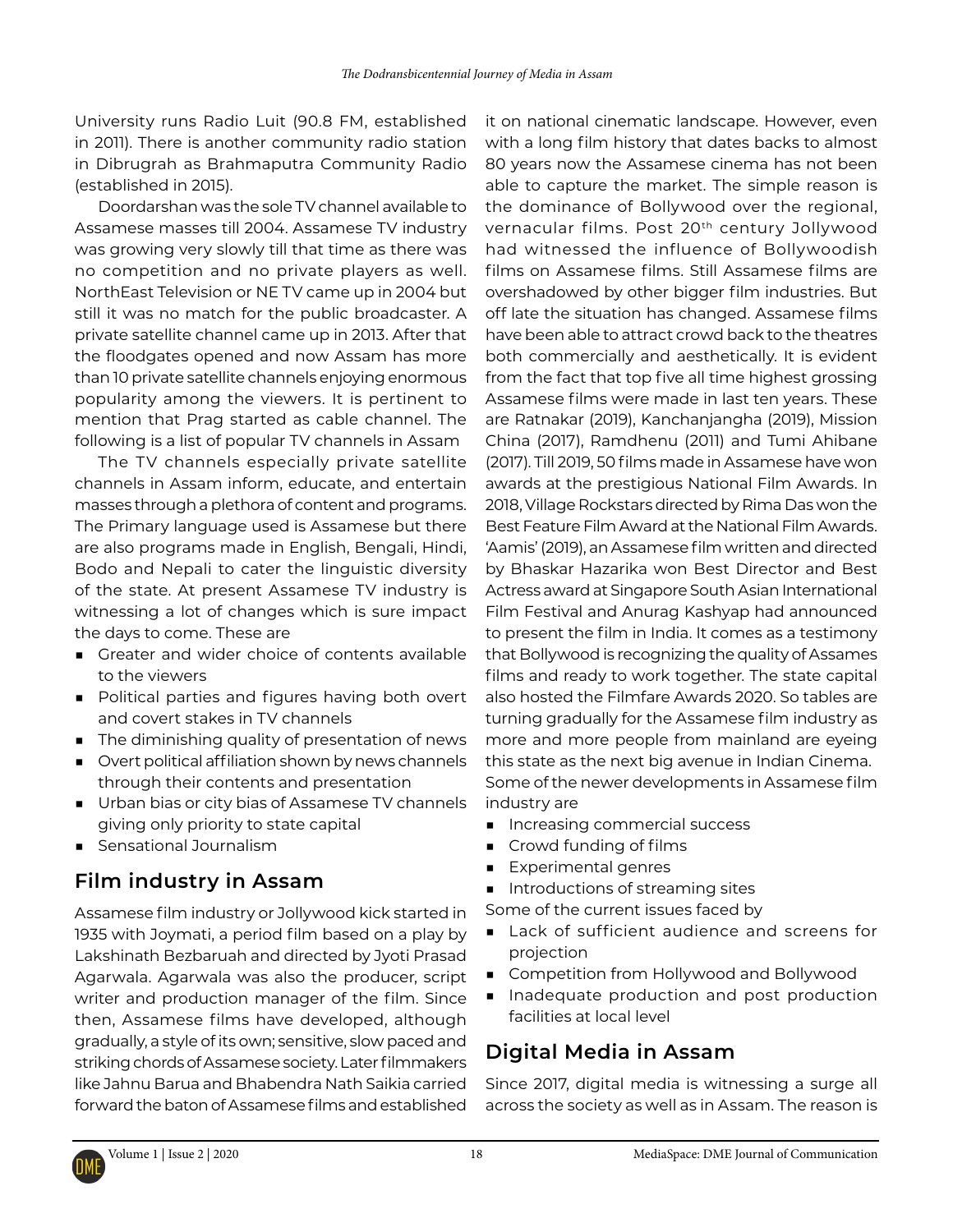University runs Radio Luit (90.8 FM, established in 2011). There is another community radio station in Dibrugrah as Brahmaputra Community Radio (established in 2015).

Doordarshan was the sole TV channel available to Assamese masses till 2004. Assamese TV industry was growing very slowly till that time as there was no competition and no private players as well. NorthEast Television or NE TV came up in 2004 but still it was no match for the public broadcaster. A private satellite channel came up in 2013. After that the floodgates opened and now Assam has more than 10 private satellite channels enjoying enormous popularity among the viewers. It is pertinent to mention that Prag started as cable channel. The following is a list of popular TV channels in Assam

The TV channels especially private satellite channels in Assam inform, educate, and entertain masses through a plethora of content and programs. The Primary language used is Assamese but there are also programs made in English, Bengali, Hindi, Bodo and Nepali to cater the linguistic diversity of the state. At present Assamese TV industry is witnessing a lot of changes which is sure impact the days to come. These are

- Greater and wider choice of contents available to the viewers
- Political parties and figures having both overt and covert stakes in TV channels
- The diminishing quality of presentation of news
- Overt political affiliation shown by news channels through their contents and presentation
- Urban bias or city bias of Assamese TV channels giving only priority to state capital
- Sensational Journalism

## Film industry in Assam

Assamese film industry or Jollywood kick started in 1935 with Joymati, a period film based on a play by Lakshinath Bezbaruah and directed by Jyoti Prasad Agarwala. Agarwala was also the producer, script writer and production manager of the film. Since then, Assamese films have developed, although gradually, a style of its own; sensitive, slow paced and striking chords of Assamese society. Later filmmakers like Jahnu Barua and Bhabendra Nath Saikia carried forward the baton of Assamese films and established it on national cinematic landscape. However, even with a long film history that dates backs to almost 80 years now the Assamese cinema has not been able to capture the market. The simple reason is the dominance of Bollywood over the regional, vernacular films. Post 20th century Jollywood had witnessed the influence of Bollywoodish films on Assamese films. Still Assamese films are overshadowed by other bigger film industries. But off late the situation has changed. Assamese films have been able to attract crowd back to the theatres both commercially and aesthetically. It is evident from the fact that top five all time highest grossing Assamese films were made in last ten years. These are Ratnakar (2019), Kanchanjangha (2019), Mission China (2017), Ramdhenu (2011) and Tumi Ahibane (2017). Till 2019, 50 films made in Assamese have won awards at the prestigious National Film Awards. In 2018, Village Rockstars directed by Rima Das won the Best Feature Film Award at the National Film Awards. 'Aamis' (2019), an Assamese film written and directed by Bhaskar Hazarika won Best Director and Best Actress award at Singapore South Asian International Film Festival and Anurag Kashyap had announced to present the film in India. It comes as a testimony that Bollywood is recognizing the quality of Assames films and ready to work together. The state capital also hosted the Filmfare Awards 2020. So tables are turning gradually for the Assamese film industry as more and more people from mainland are eyeing this state as the next big avenue in Indian Cinema.

Some of the newer developments in Assamese film industry are

- Increasing commercial success
- Crowd funding of films
- Experimental genres
- Introductions of streaming sites

Some of the current issues faced by

- Lack of sufficient audience and screens for projection
- Competition from Hollywood and Bollywood
- Inadequate production and post production facilities at local level

## Digital Media in Assam

Since 2017, digital media is witnessing a surge all across the society as well as in Assam. The reason is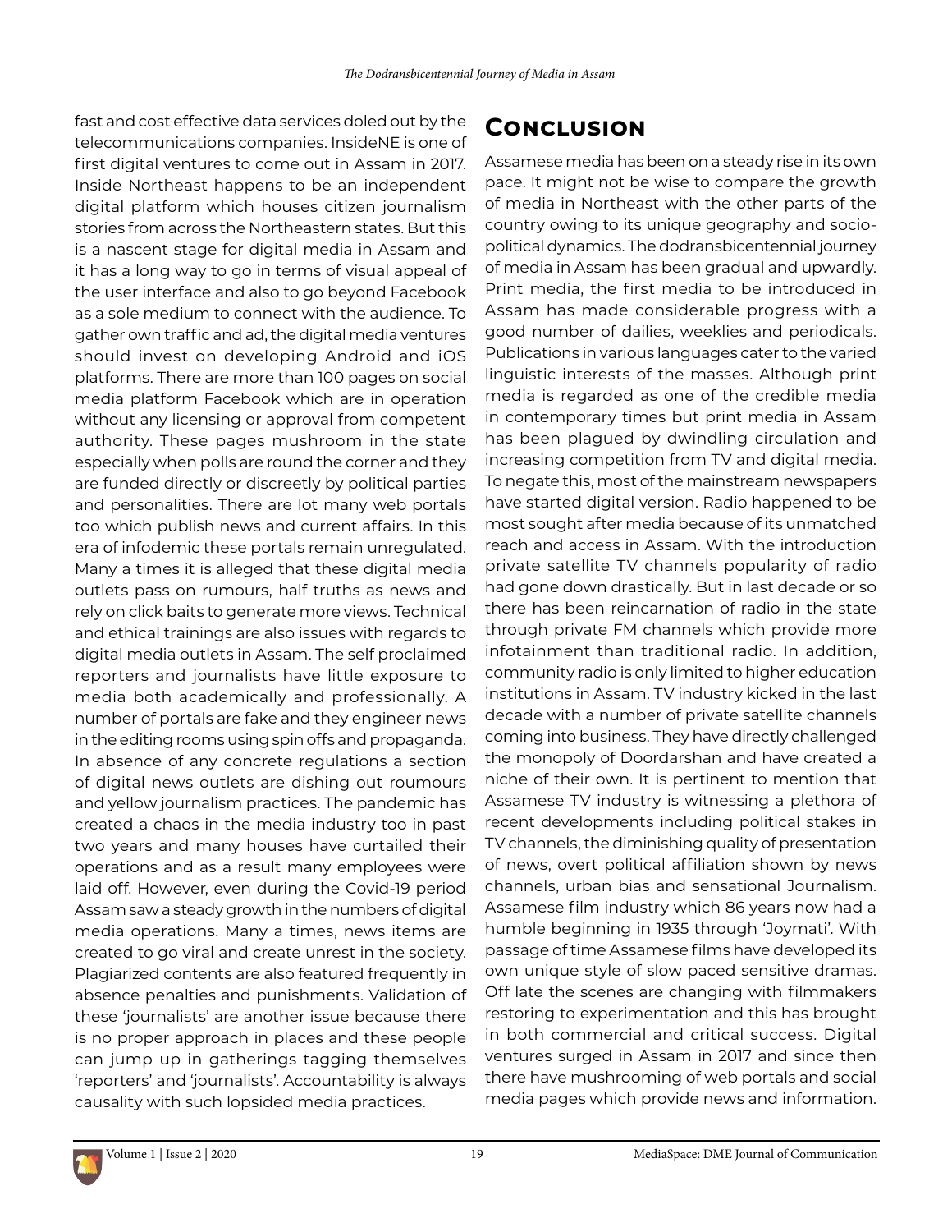fast and cost effective data services doled out by the telecommunications companies. InsideNE is one of first digital ventures to come out in Assam in 2017. Inside Northeast happens to be an independent digital platform which houses citizen journalism stories from across the Northeastern states. But this is a nascent stage for digital media in Assam and it has a long way to go in terms of visual appeal of the user interface and also to go beyond Facebook as a sole medium to connect with the audience. To gather own traffic and ad, the digital media ventures should invest on developing Android and iOS platforms. There are more than 100 pages on social media platform Facebook which are in operation without any licensing or approval from competent authority. These pages mushroom in the state especially when polls are round the corner and they are funded directly or discreetly by political parties and personalities. There are lot many web portals too which publish news and current affairs. In this era of infodemic these portals remain unregulated. Many a times it is alleged that these digital media outlets pass on rumours, half truths as news and rely on click baits to generate more views. Technical and ethical trainings are also issues with regards to digital media outlets in Assam. The self proclaimed reporters and journalists have little exposure to media both academically and professionally. A number of portals are fake and they engineer news in the editing rooms using spin offs and propaganda. In absence of any concrete regulations a section of digital news outlets are dishing out roumours and yellow journalism practices. The pandemic has created a chaos in the media industry too in past two years and many houses have curtailed their operations and as a result many employees were laid off. However, even during the Covid-19 period Assam saw a steady growth in the numbers of digital media operations. Many a times, news items are created to go viral and create unrest in the society. Plagiarized contents are also featured frequently in absence penalties and punishments. Validation of these 'journalists' are another issue because there is no proper approach in places and these people can jump up in gatherings tagging themselves 'reporters' and 'journalists'. Accountability is always causality with such lopsided media practices.

## Conclusion

Assamese media has been on a steady rise in its own pace. It might not be wise to compare the growth of media in Northeast with the other parts of the country owing to its unique geography and socio-political dynamics. The dodransbicentennial journey of media in Assam has been gradual and upwardly. Print media, the first media to be introduced in Assam has made considerable progress with a good number of dailies, weeklies and periodicals. Publications in various languages cater to the varied linguistic interests of the masses. Although print media is regarded as one of the credible media in contemporary times but print media in Assam has been plagued by dwindling circulation and increasing competition from TV and digital media. To negate this, most of the mainstream newspapers have started digital version. Radio happened to be most sought after media because of its unmatched reach and access in Assam. With the introduction private satellite TV channels popularity of radio had gone down drastically. But in last decade or so there has been reincarnation of radio in the state through private FM channels which provide more infotainment than traditional radio. In addition, community radio is only limited to higher education institutions in Assam. TV industry kicked in the last decade with a number of private satellite channels coming into business. They have directly challenged the monopoly of Doordarshan and have created a niche of their own. It is pertinent to mention that Assamese TV industry is witnessing a plethora of recent developments including political stakes in TV channels, the diminishing quality of presentation of news, overt political affiliation shown by news channels, urban bias and sensational Journalism. Assamese film industry which 86 years now had a humble beginning in 1935 through 'Joymati'. With passage of time Assamese films have developed its own unique style of slow paced sensitive dramas. Off late the scenes are changing with filmmakers restoring to experimentation and this has brought in both commercial and critical success. Digital ventures surged in Assam in 2017 and since then there have mushrooming of web portals and social media pages which provide news and information.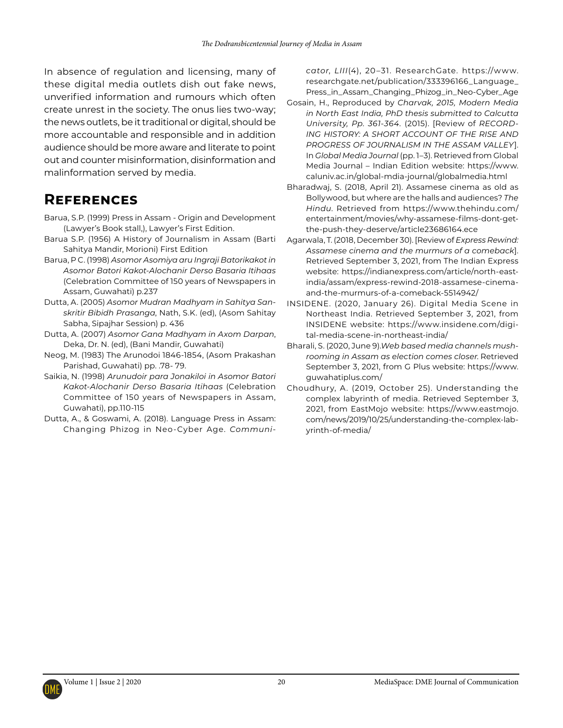In absence of regulation and licensing, many of these digital media outlets dish out fake news, unverified information and rumours which often create unrest in the society. The onus lies two-way; the news outlets, be it traditional or digital, should be more accountable and responsible and in addition audience should be more aware and literate to point out and counter misinformation, disinformation and malinformation served by media.

## References

Barua, S.P. (1999) Press in Assam - Origin and Development (Lawyer's Book stall,), Lawyer's First Edition.

Barua S.P. (1956) A History of Journalism in Assam (Barti Sahitya Mandir, Morioni) First Edition

Barua, P C. (1998) *Asomor Asomiya aru Ingraji Batorikakot in Asomor Batori Kakot-Alochanir Derso Basaria Itihaas* (Celebration Committee of 150 years of Newspapers in Assam, Guwahati) p.237

Dutta, A. (2005) *Asomor Mudran Madhyam in Sahitya Sanskritir Bibidh Prasanga*, Nath, S.K. (ed), (Asom Sahitay Sabha, Sipajhar Session) p. 436

Dutta, A. (2007) *Asomor Gana Madhyam in Axom Darpan*, Deka, Dr. N. (ed), (Bani Mandir, Guwahati)

Neog, M. (1983) The Arunodoi 1846-1854, (Asom Prakashan Parishad, Guwahati) pp. .78- 79.

Saikia, N. (1998) *Arunudoir para Jonakiloi in Asomor Batori Kakot-Alochanir Derso Basaria Itihaas* (Celebration Committee of 150 years of Newspapers in Assam, Guwahati), pp.110-115

Dutta, A., & Goswami, A. (2018). Language Press in Assam: Changing Phizog in Neo-Cyber Age. *Communicator*, *LIII*(4), 20–31. ResearchGate. https://www.researchgate.net/publication/333396166_Language_Press_in_Assam_Changing_Phizog_in_Neo-Cyber_Age

Gosain, H., Reproduced by *Charvak, 2015, Modern Media in North East India, PhD thesis submitted to Calcutta University, Pp. 361-364*. (2015). [Review of *RECORDING HISTORY: A SHORT ACCOUNT OF THE RISE AND PROGRESS OF JOURNALISM IN THE ASSAM VALLEY*]. In *Global Media Journal* (pp. 1–3). Retrieved from Global Media Journal – Indian Edition website: https://www.caluniv.ac.in/global-mdia-journal/globalmedia.html

Bharadwaj, S. (2018, April 21). Assamese cinema as old as Bollywood, but where are the halls and audiences? *The Hindu*. Retrieved from https://www.thehindu.com/entertainment/movies/why-assamese-films-dont-get-the-push-they-deserve/article23686164.ece

Agarwala, T. (2018, December 30). [Review of *Express Rewind: Assamese cinema and the murmurs of a comeback*]. Retrieved September 3, 2021, from The Indian Express website: https://indianexpress.com/article/north-east-india/assam/express-rewind-2018-assamese-cinema-and-the-murmurs-of-a-comeback-5514942/

INSIDENE. (2020, January 26). Digital Media Scene in Northeast India. Retrieved September 3, 2021, from INSIDENE website: https://www.insidene.com/digital-media-scene-in-northeast-india/

Bharali, S. (2020, June 9).*Web based media channels mushrooming in Assam as election comes closer.* Retrieved September 3, 2021, from G Plus website: https://www.guwahatiplus.com/

Choudhury, A. (2019, October 25). Understanding the complex labyrinth of media. Retrieved September 3, 2021, from EastMojo website: https://www.eastmojo.com/news/2019/10/25/understanding-the-complex-labyrinth-of-media/